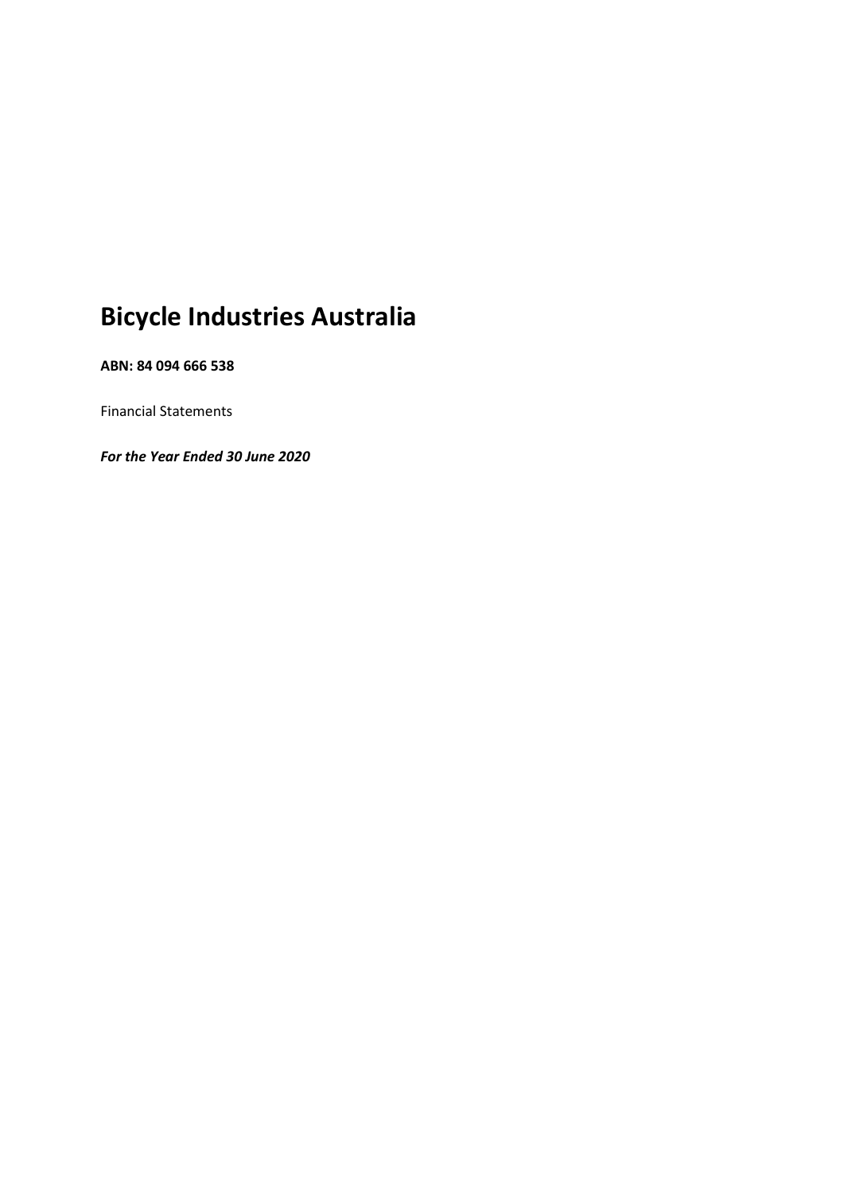# Bicycle Industries Australia

**ABN: 84 094 666 538**

Financial Statements

***For the Year Ended 30 June 2020***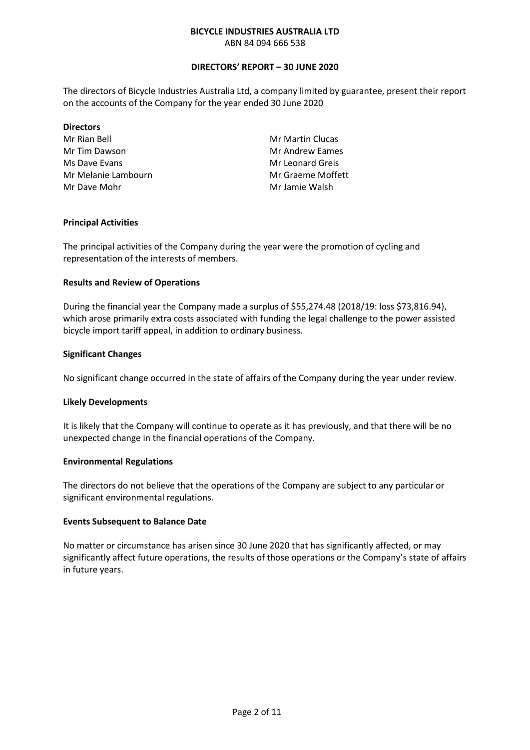**BICYCLE INDUSTRIES AUSTRALIA LTD**
ABN 84 094 666 538

**DIRECTORS' REPORT – 30 JUNE 2020**

The directors of Bicycle Industries Australia Ltd, a company limited by guarantee, present their report on the accounts of the Company for the year ended 30 June 2020

**Directors**

Mr Rian Bell
Mr Tim Dawson
Ms Dave Evans
Mr Melanie Lambourn
Mr Dave Mohr
Mr Martin Clucas
Mr Andrew Eames
Mr Leonard Greis
Mr Graeme Moffett
Mr Jamie Walsh

**Principal Activities**

The principal activities of the Company during the year were the promotion of cycling and representation of the interests of members.

**Results and Review of Operations**

During the financial year the Company made a surplus of $55,274.48 (2018/19: loss $73,816.94), which arose primarily extra costs associated with funding the legal challenge to the power assisted bicycle import tariff appeal, in addition to ordinary business.

**Significant Changes**

No significant change occurred in the state of affairs of the Company during the year under review.

**Likely Developments**

It is likely that the Company will continue to operate as it has previously, and that there will be no unexpected change in the financial operations of the Company.

**Environmental Regulations**

The directors do not believe that the operations of the Company are subject to any particular or significant environmental regulations.

**Events Subsequent to Balance Date**

No matter or circumstance has arisen since 30 June 2020 that has significantly affected, or may significantly affect future operations, the results of those operations or the Company's state of affairs in future years.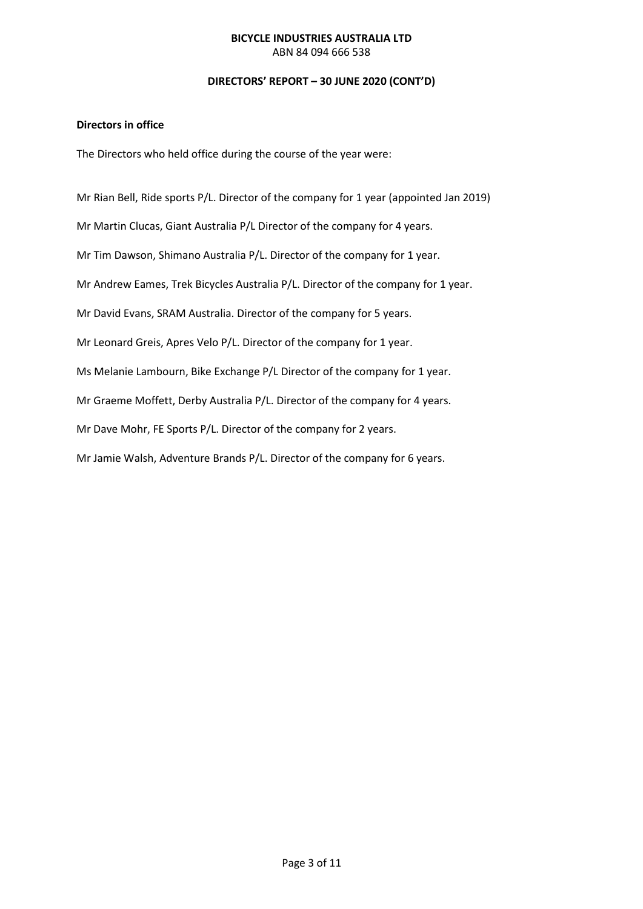**BICYCLE INDUSTRIES AUSTRALIA LTD**
ABN 84 094 666 538

**DIRECTORS' REPORT – 30 JUNE 2020 (CONT'D)**

**Directors in office**

The Directors who held office during the course of the year were:

Mr Rian Bell, Ride sports P/L. Director of the company for 1 year (appointed Jan 2019)

Mr Martin Clucas, Giant Australia P/L Director of the company for 4 years.

Mr Tim Dawson, Shimano Australia P/L. Director of the company for 1 year.

Mr Andrew Eames, Trek Bicycles Australia P/L. Director of the company for 1 year.

Mr David Evans, SRAM Australia. Director of the company for 5 years.

Mr Leonard Greis, Apres Velo P/L. Director of the company for 1 year.

Ms Melanie Lambourn, Bike Exchange P/L Director of the company for 1 year.

Mr Graeme Moffett, Derby Australia P/L. Director of the company for 4 years.

Mr Dave Mohr, FE Sports P/L. Director of the company for 2 years.

Mr Jamie Walsh, Adventure Brands P/L. Director of the company for 6 years.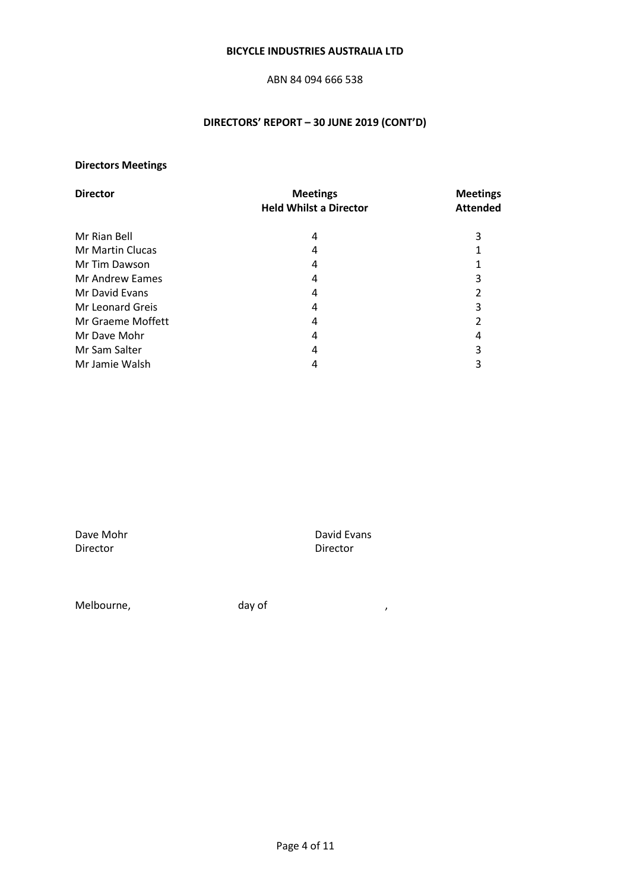**BICYCLE INDUSTRIES AUSTRALIA LTD**

ABN 84 094 666 538

**DIRECTORS' REPORT – 30 JUNE 2019 (CONT'D)**

**Directors Meetings**

| Director | Meetings Held Whilst a Director | Meetings Attended |
|---|---|---|
| Mr Rian Bell | 4 | 3 |
| Mr Martin Clucas | 4 | 1 |
| Mr Tim Dawson | 4 | 1 |
| Mr Andrew Eames | 4 | 3 |
| Mr David Evans | 4 | 2 |
| Mr Leonard Greis | 4 | 3 |
| Mr Graeme Moffett | 4 | 2 |
| Mr Dave Mohr | 4 | 4 |
| Mr Sam Salter | 4 | 3 |
| Mr Jamie Walsh | 4 | 3 |

Dave Mohr
Director

David Evans
Director

Melbourne, day of ,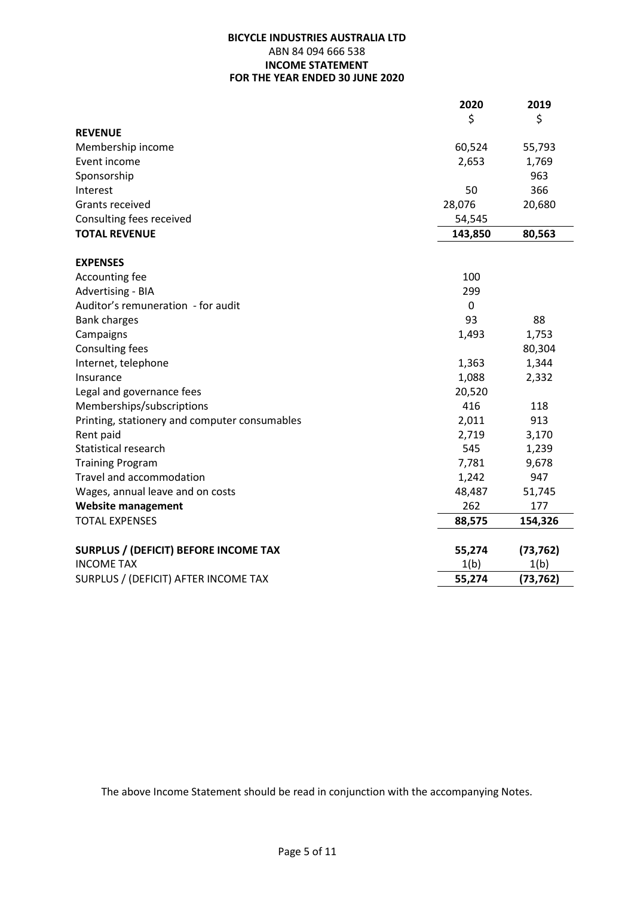**BICYCLE INDUSTRIES AUSTRALIA LTD**
ABN 84 094 666 538
**INCOME STATEMENT**
**FOR THE YEAR ENDED 30 JUNE 2020**

| | 2020 | 2019 |
|---|---|---|
| | $ | $ |
| **REVENUE** | | |
| Membership income | 60,524 | 55,793 |
| Event income | 2,653 | 1,769 |
| Sponsorship | | 963 |
| Interest | 50 | 366 |
| Grants received | 28,076 | 20,680 |
| Consulting fees received | 54,545 | |
| **TOTAL REVENUE** | **143,850** | **80,563** |
| | | |
| **EXPENSES** | | |
| Accounting fee | 100 | |
| Advertising - BIA | 299 | |
| Auditor's remuneration - for audit | 0 | |
| Bank charges | 93 | 88 |
| Campaigns | 1,493 | 1,753 |
| Consulting fees | | 80,304 |
| Internet, telephone | 1,363 | 1,344 |
| Insurance | 1,088 | 2,332 |
| Legal and governance fees | 20,520 | |
| Memberships/subscriptions | 416 | 118 |
| Printing, stationery and computer consumables | 2,011 | 913 |
| Rent paid | 2,719 | 3,170 |
| Statistical research | 545 | 1,239 |
| Training Program | 7,781 | 9,678 |
| Travel and accommodation | 1,242 | 947 |
| Wages, annual leave and on costs | 48,487 | 51,745 |
| **Website management** | 262 | 177 |
| TOTAL EXPENSES | **88,575** | **154,326** |
| | | |
| **SURPLUS / (DEFICIT) BEFORE INCOME TAX** | **55,274** | **(73,762)** |
| INCOME TAX | 1(b) | 1(b) |
| SURPLUS / (DEFICIT) AFTER INCOME TAX | **55,274** | **(73,762)** |

The above Income Statement should be read in conjunction with the accompanying Notes.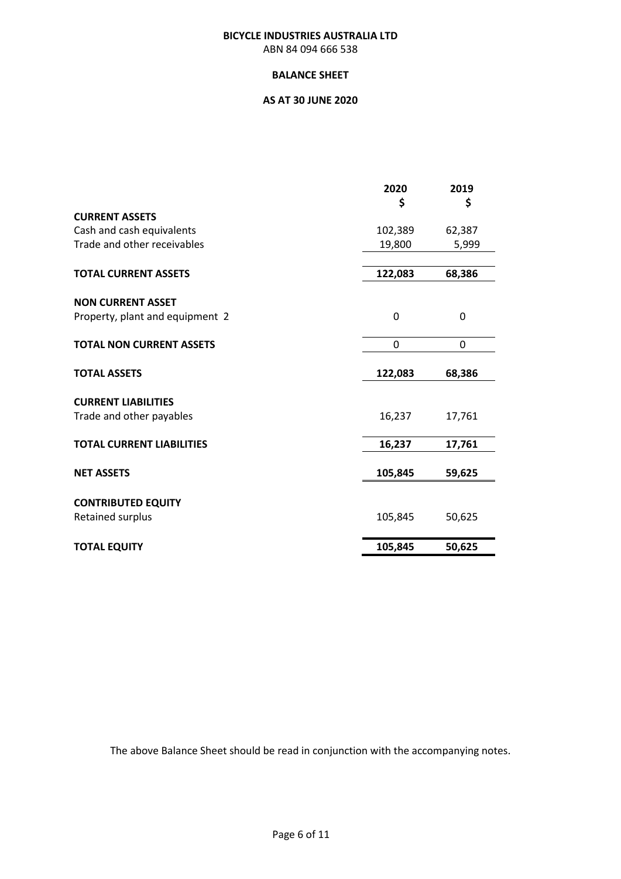**BICYCLE INDUSTRIES AUSTRALIA LTD**

ABN 84 094 666 538

# BALANCE SHEET

## AS AT 30 JUNE 2020

| | 2020<br>$ | 2019<br>$ |
|---|---|---|
| **CURRENT ASSETS** | | |
| Cash and cash equivalents | 102,389 | 62,387 |
| Trade and other receivables | 19,800 | 5,999 |
| **TOTAL CURRENT ASSETS** | **122,083** | **68,386** |
| **NON CURRENT ASSET** | | |
| Property, plant and equipment 2 | 0 | 0 |
| **TOTAL NON CURRENT ASSETS** | 0 | 0 |
| **TOTAL ASSETS** | **122,083** | **68,386** |
| **CURRENT LIABILITIES** | | |
| Trade and other payables | 16,237 | 17,761 |
| **TOTAL CURRENT LIABILITIES** | **16,237** | **17,761** |
| **NET ASSETS** | **105,845** | **59,625** |
| **CONTRIBUTED EQUITY** | | |
| Retained surplus | 105,845 | 50,625 |
| **TOTAL EQUITY** | **105,845** | **50,625** |

The above Balance Sheet should be read in conjunction with the accompanying notes.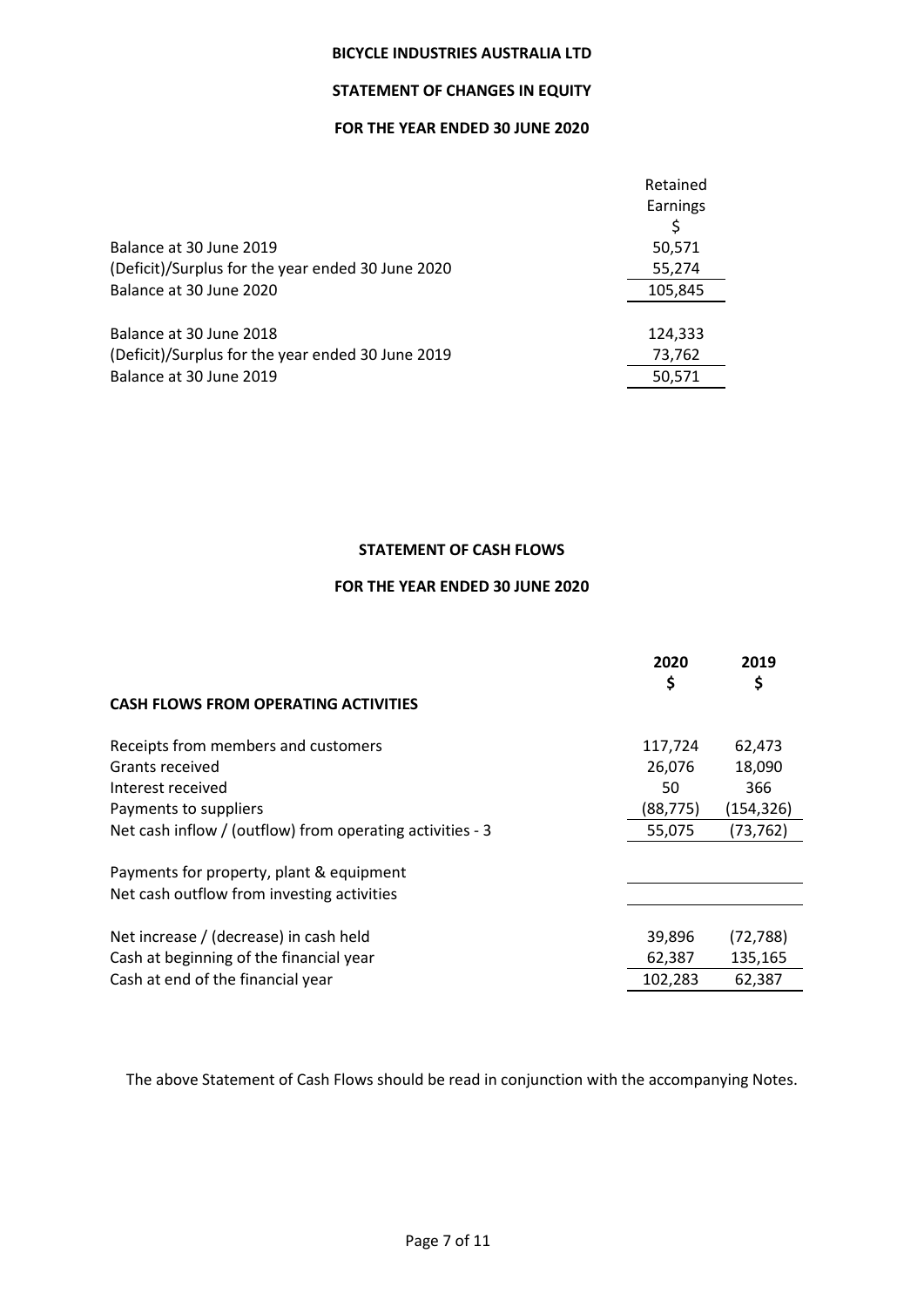# BICYCLE INDUSTRIES AUSTRALIA LTD

## STATEMENT OF CHANGES IN EQUITY

### FOR THE YEAR ENDED 30 JUNE 2020

| | Retained Earnings $ |
|---|---|
| Balance at 30 June 2019 | 50,571 |
| (Deficit)/Surplus for the year ended 30 June 2020 | 55,274 |
| Balance at 30 June 2020 | 105,845 |
| | |
| Balance at 30 June 2018 | 124,333 |
| (Deficit)/Surplus for the year ended 30 June 2019 | 73,762 |
| Balance at 30 June 2019 | 50,571 |

## STATEMENT OF CASH FLOWS

### FOR THE YEAR ENDED 30 JUNE 2020

| | 2020 $ | 2019 $ |
|---|---|---|
| **CASH FLOWS FROM OPERATING ACTIVITIES** | | |
| Receipts from members and customers | 117,724 | 62,473 |
| Grants received | 26,076 | 18,090 |
| Interest received | 50 | 366 |
| Payments to suppliers | (88,775) | (154,326) |
| Net cash inflow / (outflow) from operating activities - 3 | 55,075 | (73,762) |
| | | |
| Payments for property, plant & equipment | | |
| Net cash outflow from investing activities | | |
| | | |
| Net increase / (decrease) in cash held | 39,896 | (72,788) |
| Cash at beginning of the financial year | 62,387 | 135,165 |
| Cash at end of the financial year | 102,283 | 62,387 |

The above Statement of Cash Flows should be read in conjunction with the accompanying Notes.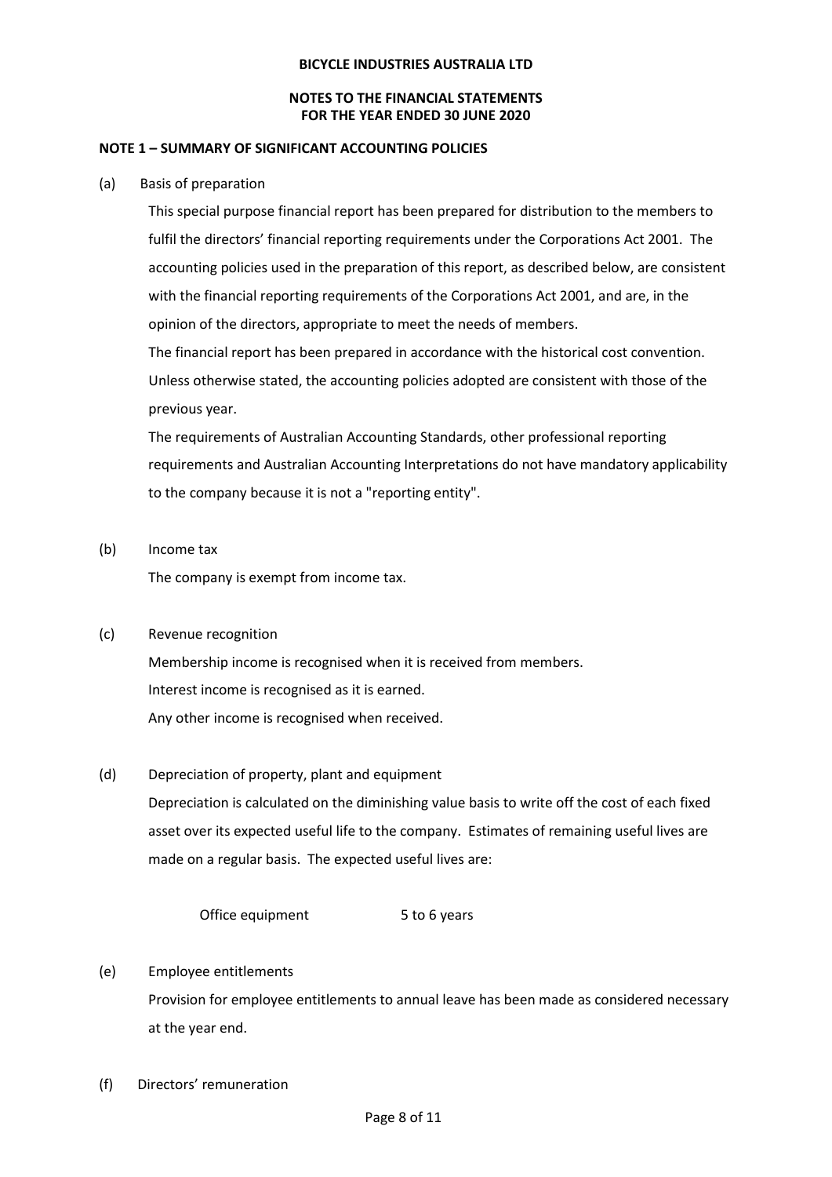**BICYCLE INDUSTRIES AUSTRALIA LTD**

**NOTES TO THE FINANCIAL STATEMENTS**
**FOR THE YEAR ENDED 30 JUNE 2020**

**NOTE 1 – SUMMARY OF SIGNIFICANT ACCOUNTING POLICIES**

(a) Basis of preparation

This special purpose financial report has been prepared for distribution to the members to fulfil the directors' financial reporting requirements under the Corporations Act 2001. The accounting policies used in the preparation of this report, as described below, are consistent with the financial reporting requirements of the Corporations Act 2001, and are, in the opinion of the directors, appropriate to meet the needs of members.

The financial report has been prepared in accordance with the historical cost convention. Unless otherwise stated, the accounting policies adopted are consistent with those of the previous year.

The requirements of Australian Accounting Standards, other professional reporting requirements and Australian Accounting Interpretations do not have mandatory applicability to the company because it is not a "reporting entity".

(b) Income tax

The company is exempt from income tax.

(c) Revenue recognition

Membership income is recognised when it is received from members.

Interest income is recognised as it is earned.

Any other income is recognised when received.

(d) Depreciation of property, plant and equipment

Depreciation is calculated on the diminishing value basis to write off the cost of each fixed asset over its expected useful life to the company. Estimates of remaining useful lives are made on a regular basis. The expected useful lives are:

| | |
|---|---|
| Office equipment | 5 to 6 years |

(e) Employee entitlements

Provision for employee entitlements to annual leave has been made as considered necessary at the year end.

(f) Directors' remuneration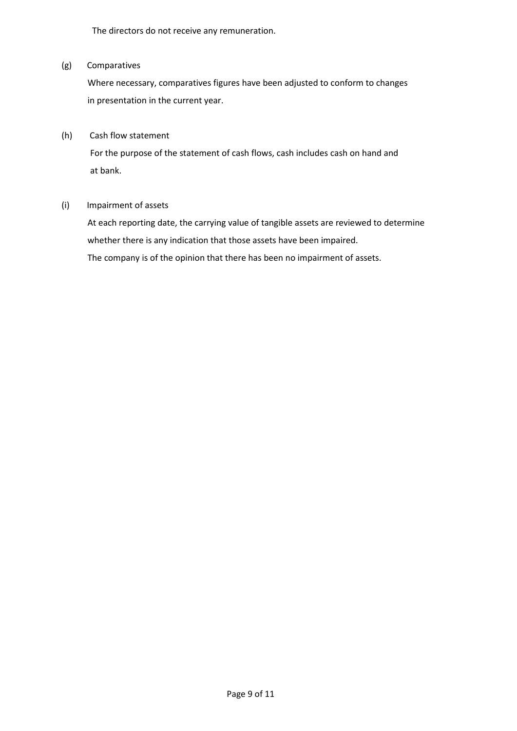The directors do not receive any remuneration.

(g) Comparatives

Where necessary, comparatives figures have been adjusted to conform to changes in presentation in the current year.

(h) Cash flow statement

For the purpose of the statement of cash flows, cash includes cash on hand and at bank.

(i) Impairment of assets

At each reporting date, the carrying value of tangible assets are reviewed to determine whether there is any indication that those assets have been impaired.

The company is of the opinion that there has been no impairment of assets.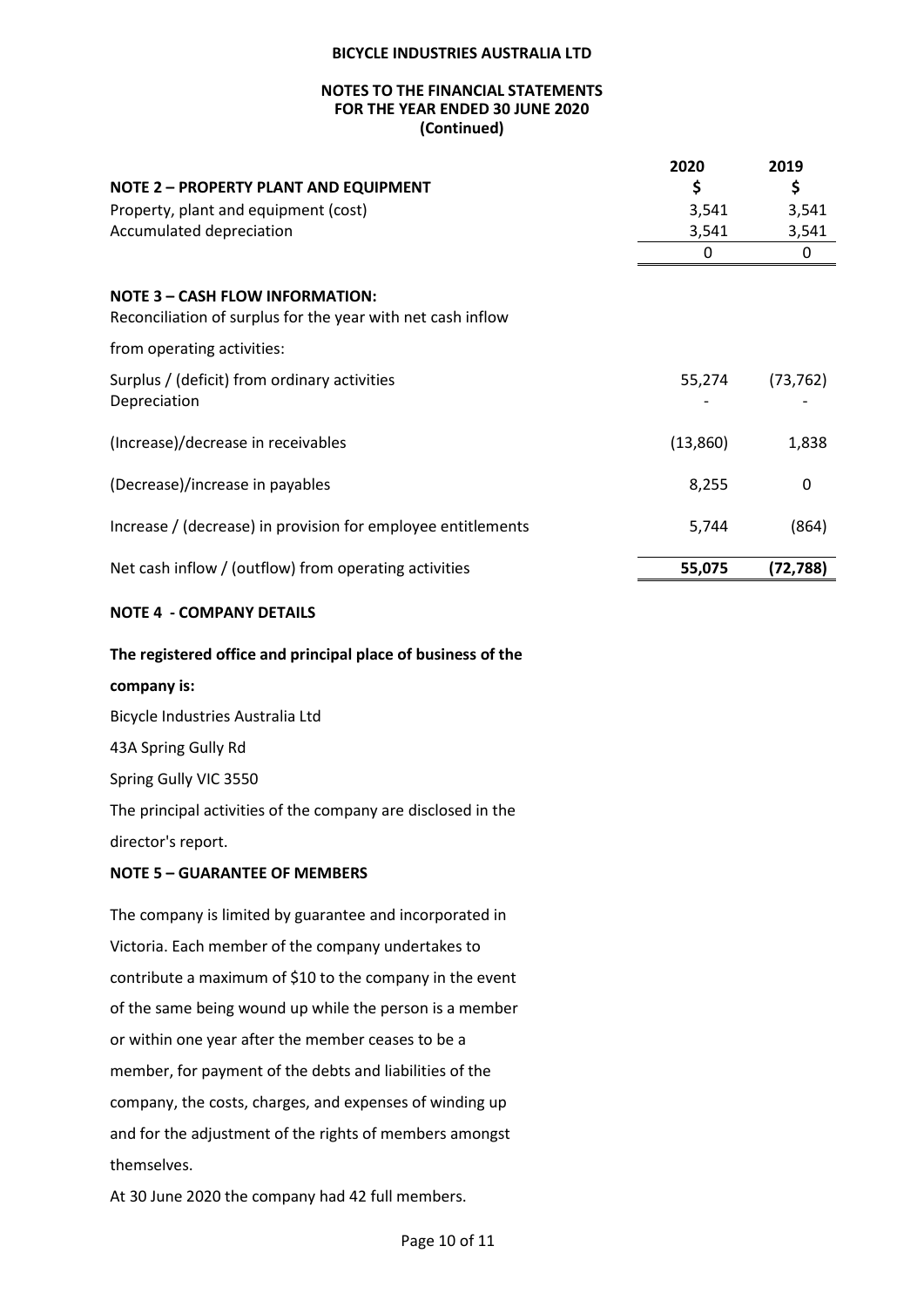**BICYCLE INDUSTRIES AUSTRALIA LTD**

**NOTES TO THE FINANCIAL STATEMENTS**
**FOR THE YEAR ENDED 30 JUNE 2020**
**(Continued)**

| **NOTE 2 – PROPERTY PLANT AND EQUIPMENT** | **2020** **$** | **2019** **$** |
|---|---|---|
| Property, plant and equipment (cost) | 3,541 | 3,541 |
| Accumulated depreciation | 3,541 | 3,541 |
| | 0 | 0 |

**NOTE 3 – CASH FLOW INFORMATION:**

Reconciliation of surplus for the year with net cash inflow from operating activities:

| | 2020 | 2019 |
|---|---|---|
| Surplus / (deficit) from ordinary activities | 55,274 | (73,762) |
| Depreciation | - | - |
| (Increase)/decrease in receivables | (13,860) | 1,838 |
| (Decrease)/increase in payables | 8,255 | 0 |
| Increase / (decrease) in provision for employee entitlements | 5,744 | (864) |
| Net cash inflow / (outflow) from operating activities | **55,075** | **(72,788)** |

**NOTE 4 - COMPANY DETAILS**

**The registered office and principal place of business of the company is:**

Bicycle Industries Australia Ltd

43A Spring Gully Rd

Spring Gully VIC 3550

The principal activities of the company are disclosed in the director's report.

**NOTE 5 – GUARANTEE OF MEMBERS**

The company is limited by guarantee and incorporated in Victoria. Each member of the company undertakes to contribute a maximum of $10 to the company in the event of the same being wound up while the person is a member or within one year after the member ceases to be a member, for payment of the debts and liabilities of the company, the costs, charges, and expenses of winding up and for the adjustment of the rights of members amongst themselves.

At 30 June 2020 the company had 42 full members.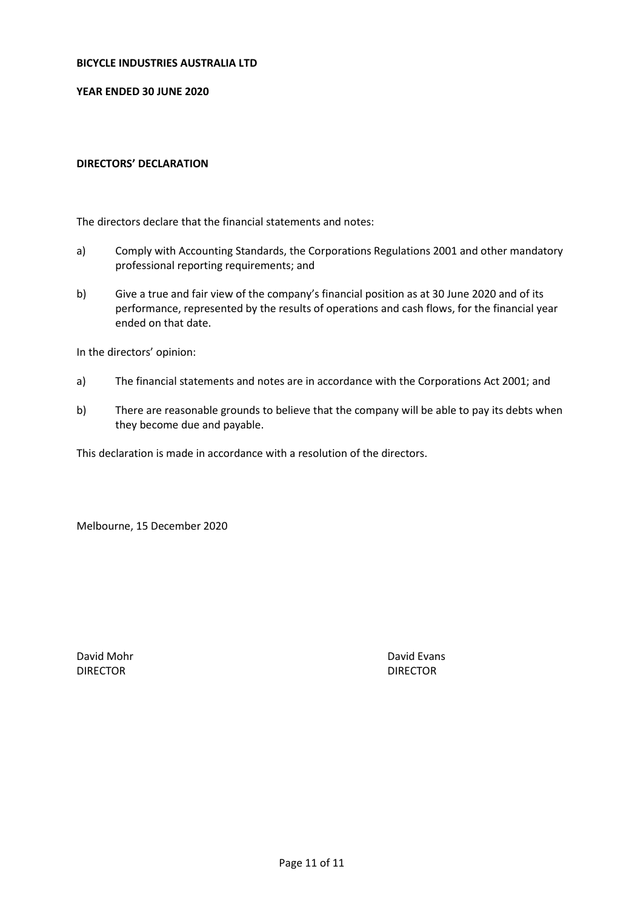**BICYCLE INDUSTRIES AUSTRALIA LTD**

**YEAR ENDED 30 JUNE 2020**

**DIRECTORS' DECLARATION**

The directors declare that the financial statements and notes:

a) Comply with Accounting Standards, the Corporations Regulations 2001 and other mandatory professional reporting requirements; and

b) Give a true and fair view of the company's financial position as at 30 June 2020 and of its performance, represented by the results of operations and cash flows, for the financial year ended on that date.

In the directors' opinion:

a) The financial statements and notes are in accordance with the Corporations Act 2001; and

b) There are reasonable grounds to believe that the company will be able to pay its debts when they become due and payable.

This declaration is made in accordance with a resolution of the directors.

Melbourne, 15 December 2020

David Mohr
DIRECTOR

David Evans
DIRECTOR